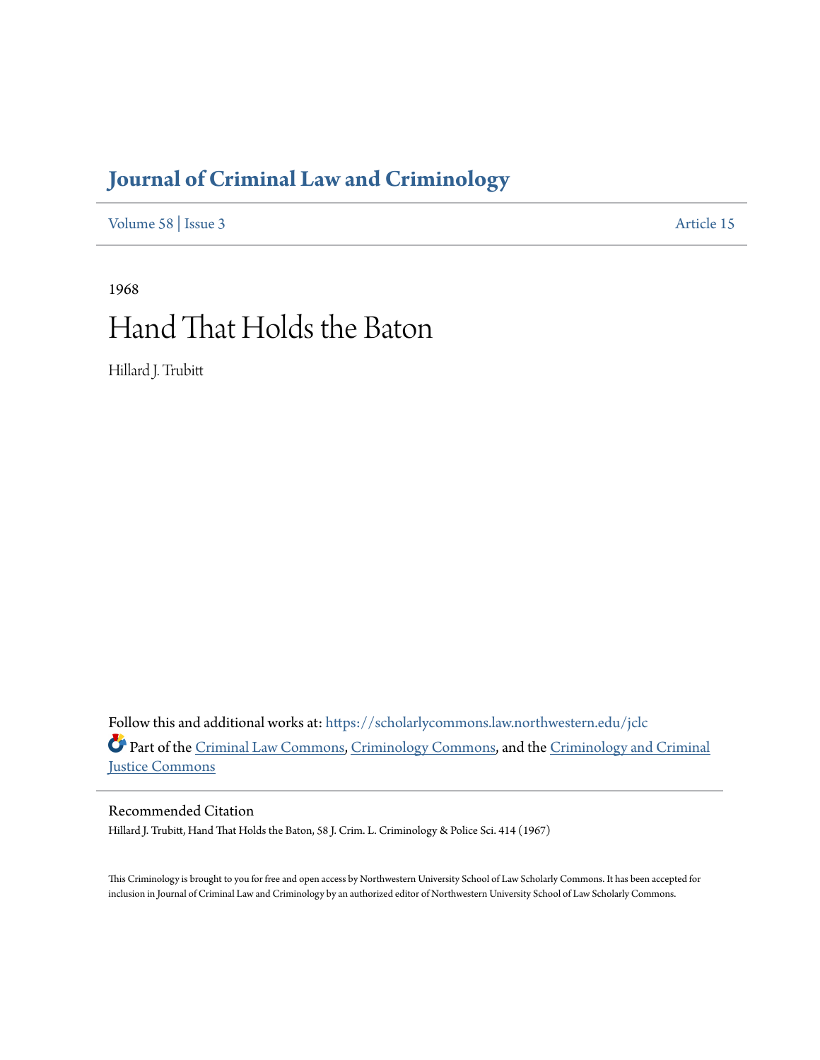# Journal of Criminal Law and Criminology

Volume 58 | Issue 3 Article 15

1968

# Hand That Holds the Baton

Hillard J. Trubitt

Follow this and additional works at: https://scholarlycommons.law.northwestern.edu/jclc

Part of the Criminal Law Commons, Criminology Commons, and the Criminology and Criminal Justice Commons

## Recommended Citation

Hillard J. Trubitt, Hand That Holds the Baton, 58 J. Crim. L. Criminology & Police Sci. 414 (1967)

This Criminology is brought to you for free and open access by Northwestern University School of Law Scholarly Commons. It has been accepted for inclusion in Journal of Criminal Law and Criminology by an authorized editor of Northwestern University School of Law Scholarly Commons.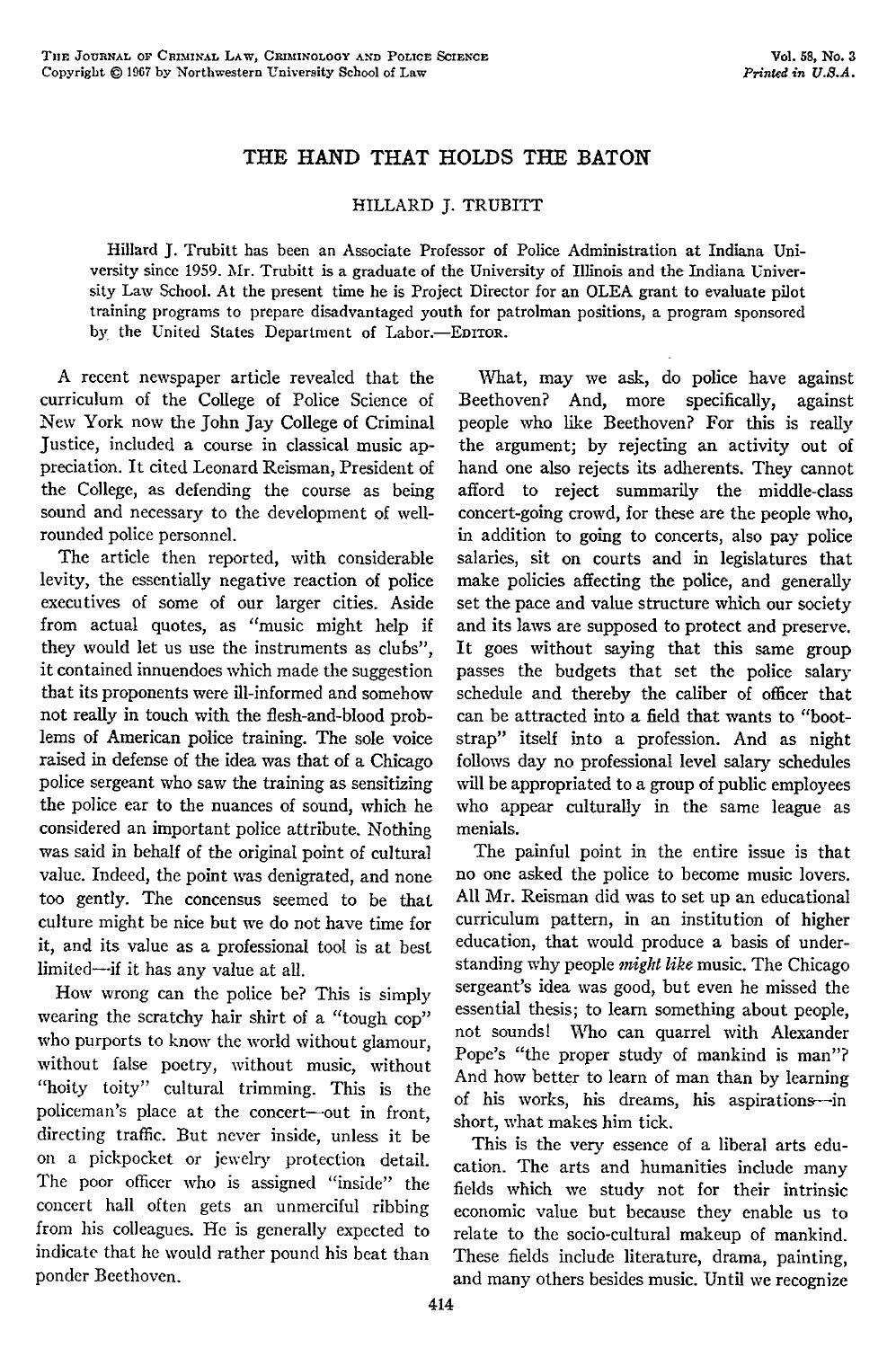# THE HAND THAT HOLDS THE BATON

HILLARD J. TRUBITT

Hillard J. Trubitt has been an Associate Professor of Police Administration at Indiana University since 1959. Mr. Trubitt is a graduate of the University of Illinois and the Indiana University Law School. At the present time he is Project Director for an OLEA grant to evaluate pilot training programs to prepare disadvantaged youth for patrolman positions, a program sponsored by the United States Department of Labor.—EDITOR.

A recent newspaper article revealed that the curriculum of the College of Police Science of New York now the John Jay College of Criminal Justice, included a course in classical music appreciation. It cited Leonard Reisman, President of the College, as defending the course as being sound and necessary to the development of well-rounded police personnel.

The article then reported, with considerable levity, the essentially negative reaction of police executives of some of our larger cities. Aside from actual quotes, as "music might help if they would let us use the instruments as clubs", it contained innuendoes which made the suggestion that its proponents were ill-informed and somehow not really in touch with the flesh-and-blood problems of American police training. The sole voice raised in defense of the idea was that of a Chicago police sergeant who saw the training as sensitizing the police ear to the nuances of sound, which he considered an important police attribute. Nothing was said in behalf of the original point of cultural value. Indeed, the point was denigrated, and none too gently. The concensus seemed to be that culture might be nice but we do not have time for it, and its value as a professional tool is at best limited—if it has any value at all.

How wrong can the police be? This is simply wearing the scratchy hair shirt of a "tough cop" who purports to know the world without glamour, without false poetry, without music, without "hoity toity" cultural trimming. This is the policeman's place at the concert—out in front, directing traffic. But never inside, unless it be on a pickpocket or jewelry protection detail. The poor officer who is assigned "inside" the concert hall often gets an unmerciful ribbing from his colleagues. He is generally expected to indicate that he would rather pound his beat than ponder Beethoven.

What, may we ask, do police have against Beethoven? And, more specifically, against people who like Beethoven? For this is really the argument; by rejecting an activity out of hand one also rejects its adherents. They cannot afford to reject summarily the middle-class concert-going crowd, for these are the people who, in addition to going to concerts, also pay police salaries, sit on courts and in legislatures that make policies affecting the police, and generally set the pace and value structure which our society and its laws are supposed to protect and preserve. It goes without saying that this same group passes the budgets that set the police salary schedule and thereby the caliber of officer that can be attracted into a field that wants to "bootstrap" itself into a profession. And as night follows day no professional level salary schedules will be appropriated to a group of public employees who appear culturally in the same league as menials.

The painful point in the entire issue is that no one asked the police to become music lovers. All Mr. Reisman did was to set up an educational curriculum pattern, in an institution of higher education, that would produce a basis of understanding why people *might like* music. The Chicago sergeant's idea was good, but even he missed the essential thesis; to learn something about people, not sounds! Who can quarrel with Alexander Pope's "the proper study of mankind is man"? And how better to learn of man than by learning of his works, his dreams, his aspirations—in short, what makes him tick.

This is the very essence of a liberal arts education. The arts and humanities include many fields which we study not for their intrinsic economic value but because they enable us to relate to the socio-cultural makeup of mankind. These fields include literature, drama, painting, and many others besides music. Until we recognize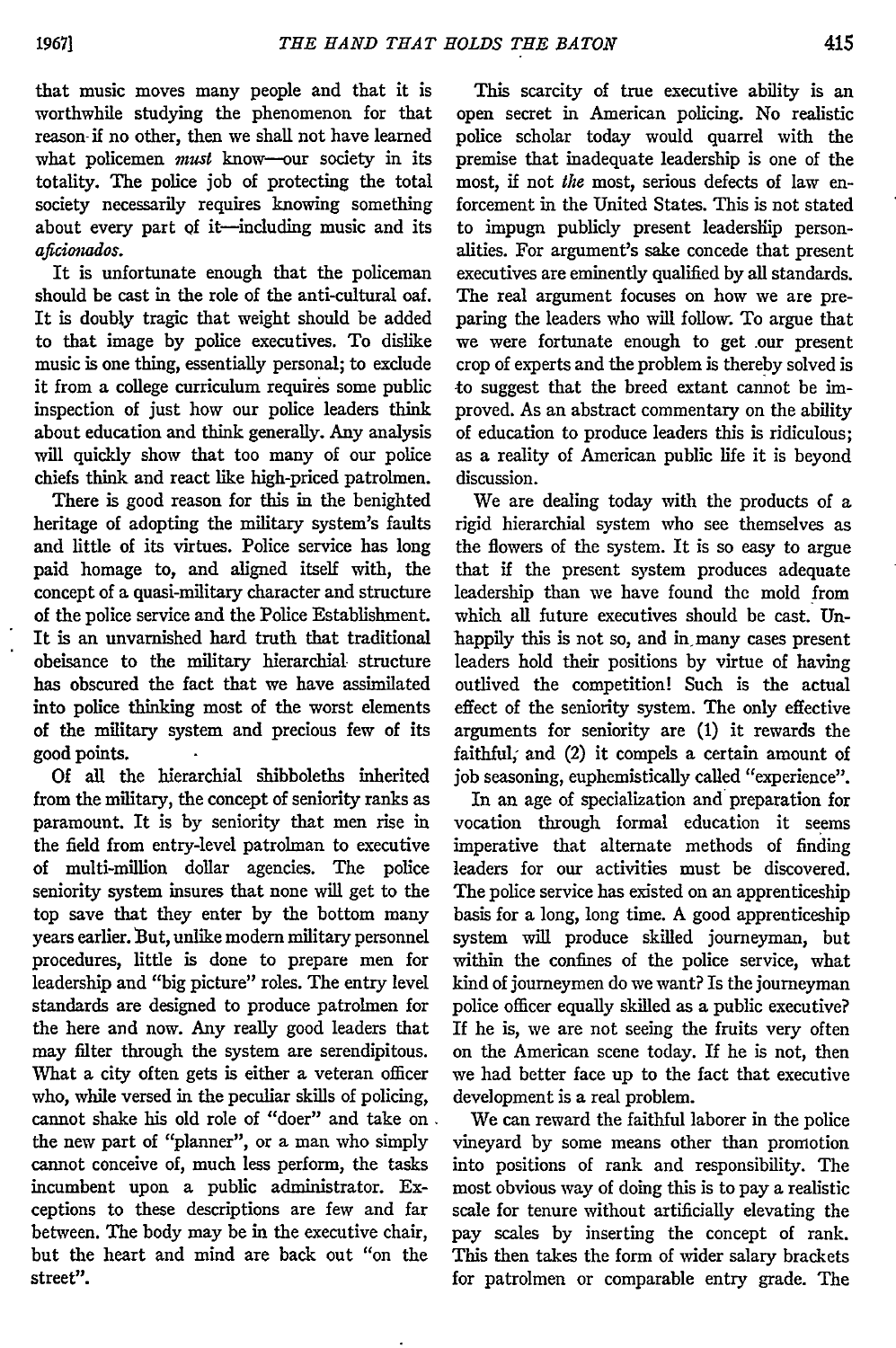that music moves many people and that it is worthwhile studying the phenomenon for that reason if no other, then we shall not have learned what policemen *must* know—our society in its totality. The police job of protecting the total society necessarily requires knowing something about every part of it—including music and its *aficionados*.

It is unfortunate enough that the policeman should be cast in the role of the anti-cultural oaf. It is doubly tragic that weight should be added to that image by police executives. To dislike music is one thing, essentially personal; to exclude it from a college curriculum requires some public inspection of just how our police leaders think about education and think generally. Any analysis will quickly show that too many of our police chiefs think and react like high-priced patrolmen.

There is good reason for this in the benighted heritage of adopting the military system's faults and little of its virtues. Police service has long paid homage to, and aligned itself with, the concept of a quasi-military character and structure of the police service and the Police Establishment. It is an unvarnished hard truth that traditional obeisance to the military hierarchial structure has obscured the fact that we have assimilated into police thinking most of the worst elements of the military system and precious few of its good points.

Of all the hierarchial shibboleths inherited from the military, the concept of seniority ranks as paramount. It is by seniority that men rise in the field from entry-level patrolman to executive of multi-million dollar agencies. The police seniority system insures that none will get to the top save that they enter by the bottom many years earlier. But, unlike modern military personnel procedures, little is done to prepare men for leadership and "big picture" roles. The entry level standards are designed to produce patrolmen for the here and now. Any really good leaders that may filter through the system are serendipitous. What a city often gets is either a veteran officer who, while versed in the peculiar skills of policing, cannot shake his old role of "doer" and take on the new part of "planner", or a man who simply cannot conceive of, much less perform, the tasks incumbent upon a public administrator. Exceptions to these descriptions are few and far between. The body may be in the executive chair, but the heart and mind are back out "on the street".

This scarcity of true executive ability is an open secret in American policing. No realistic police scholar today would quarrel with the premise that inadequate leadership is one of the most, if not *the* most, serious defects of law enforcement in the United States. This is not stated to impugn publicly present leadership personalities. For argument's sake concede that present executives are eminently qualified by all standards. The real argument focuses on how we are preparing the leaders who will follow. To argue that we were fortunate enough to get our present crop of experts and the problem is thereby solved is to suggest that the breed extant cannot be improved. As an abstract commentary on the ability of education to produce leaders this is ridiculous; as a reality of American public life it is beyond discussion.

We are dealing today with the products of a rigid hierarchial system who see themselves as the flowers of the system. It is so easy to argue that if the present system produces adequate leadership than we have found the mold from which all future executives should be cast. Unhappily this is not so, and in many cases present leaders hold their positions by virtue of having outlived the competition! Such is the actual effect of the seniority system. The only effective arguments for seniority are (1) it rewards the faithful; and (2) it compels a certain amount of job seasoning, euphemistically called "experience".

In an age of specialization and preparation for vocation through formal education it seems imperative that alternate methods of finding leaders for our activities must be discovered. The police service has existed on an apprenticeship basis for a long, long time. A good apprenticeship system will produce skilled journeyman, but within the confines of the police service, what kind of journeymen do we want? Is the journeyman police officer equally skilled as a public executive? If he is, we are not seeing the fruits very often on the American scene today. If he is not, then we had better face up to the fact that executive development is a real problem.

We can reward the faithful laborer in the police vineyard by some means other than promotion into positions of rank and responsibility. The most obvious way of doing this is to pay a realistic scale for tenure without artificially elevating the pay scales by inserting the concept of rank. This then takes the form of wider salary brackets for patrolmen or comparable entry grade. The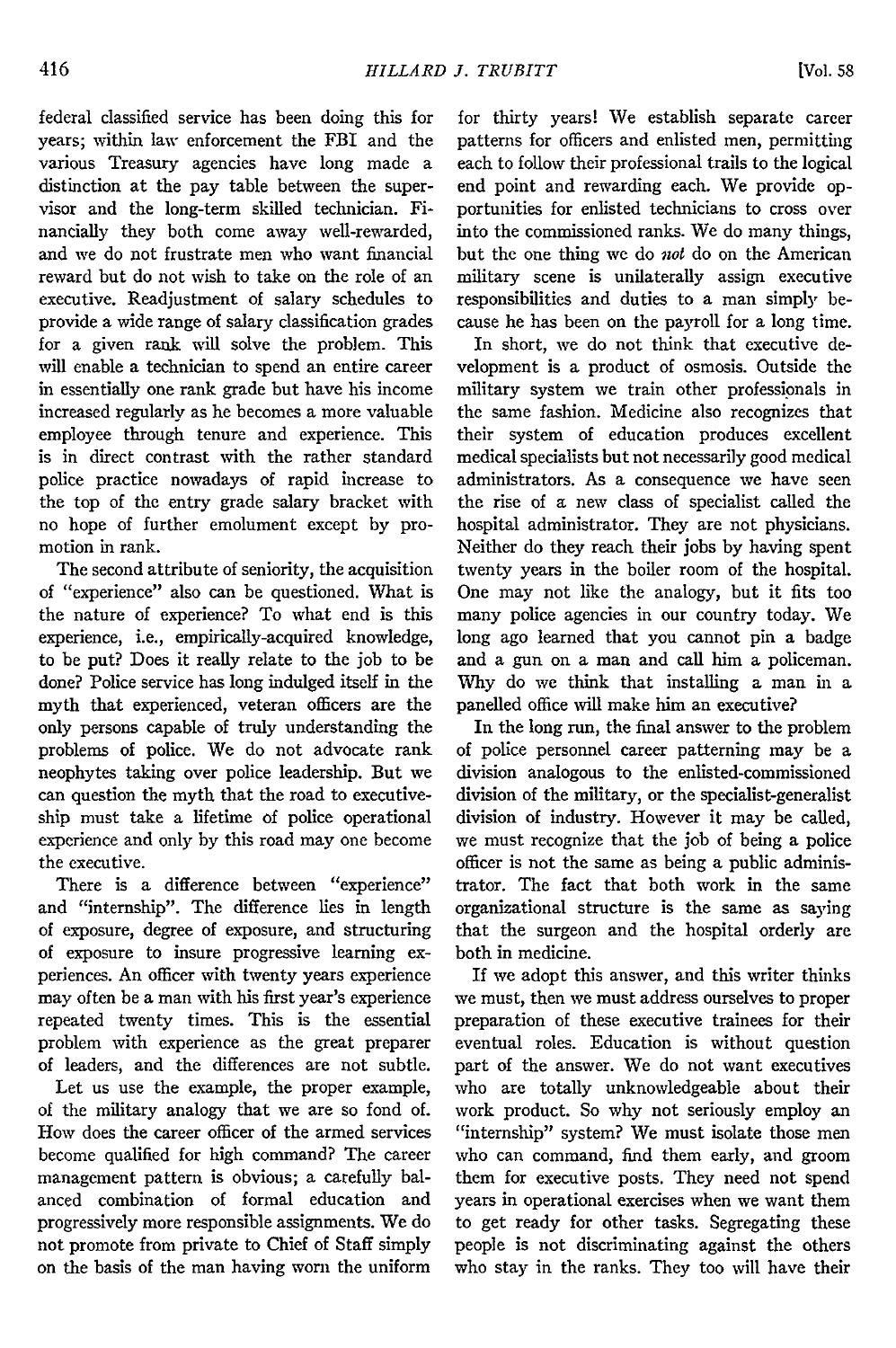federal classified service has been doing this for years; within law enforcement the FBI and the various Treasury agencies have long made a distinction at the pay table between the supervisor and the long-term skilled technician. Financially they both come away well-rewarded, and we do not frustrate men who want financial reward but do not wish to take on the role of an executive. Readjustment of salary schedules to provide a wide range of salary classification grades for a given rank will solve the problem. This will enable a technician to spend an entire career in essentially one rank grade but have his income increased regularly as he becomes a more valuable employee through tenure and experience. This is in direct contrast with the rather standard police practice nowadays of rapid increase to the top of the entry grade salary bracket with no hope of further emolument except by promotion in rank.

The second attribute of seniority, the acquisition of "experience" also can be questioned. What is the nature of experience? To what end is this experience, i.e., empirically-acquired knowledge, to be put? Does it really relate to the job to be done? Police service has long indulged itself in the myth that experienced, veteran officers are the only persons capable of truly understanding the problems of police. We do not advocate rank neophytes taking over police leadership. But we can question the myth that the road to executiveship must take a lifetime of police operational experience and only by this road may one become the executive.

There is a difference between "experience" and "internship". The difference lies in length of exposure, degree of exposure, and structuring of exposure to insure progressive learning experiences. An officer with twenty years experience may often be a man with his first year's experience repeated twenty times. This is the essential problem with experience as the great preparer of leaders, and the differences are not subtle.

Let us use the example, the proper example, of the military analogy that we are so fond of. How does the career officer of the armed services become qualified for high command? The career management pattern is obvious; a carefully balanced combination of formal education and progressively more responsible assignments. We do not promote from private to Chief of Staff simply on the basis of the man having worn the uniform for thirty years! We establish separate career patterns for officers and enlisted men, permitting each to follow their professional trails to the logical end point and rewarding each. We provide opportunities for enlisted technicians to cross over into the commissioned ranks. We do many things, but the one thing we do *not* do on the American military scene is unilaterally assign executive responsibilities and duties to a man simply because he has been on the payroll for a long time.

In short, we do not think that executive development is a product of osmosis. Outside the military system we train other professionals in the same fashion. Medicine also recognizes that their system of education produces excellent medical specialists but not necessarily good medical administrators. As a consequence we have seen the rise of a new class of specialist called the hospital administrator. They are not physicians. Neither do they reach their jobs by having spent twenty years in the boiler room of the hospital. One may not like the analogy, but it fits too many police agencies in our country today. We long ago learned that you cannot pin a badge and a gun on a man and call him a policeman. Why do we think that installing a man in a panelled office will make him an executive?

In the long run, the final answer to the problem of police personnel career patterning may be a division analogous to the enlisted-commissioned division of the military, or the specialist-generalist division of industry. However it may be called, we must recognize that the job of being a police officer is not the same as being a public administrator. The fact that both work in the same organizational structure is the same as saying that the surgeon and the hospital orderly are both in medicine.

If we adopt this answer, and this writer thinks we must, then we must address ourselves to proper preparation of these executive trainees for their eventual roles. Education is without question part of the answer. We do not want executives who are totally unknowledgeable about their work product. So why not seriously employ an "internship" system? We must isolate those men who can command, find them early, and groom them for executive posts. They need not spend years in operational exercises when we want them to get ready for other tasks. Segregating these people is not discriminating against the others who stay in the ranks. They too will have their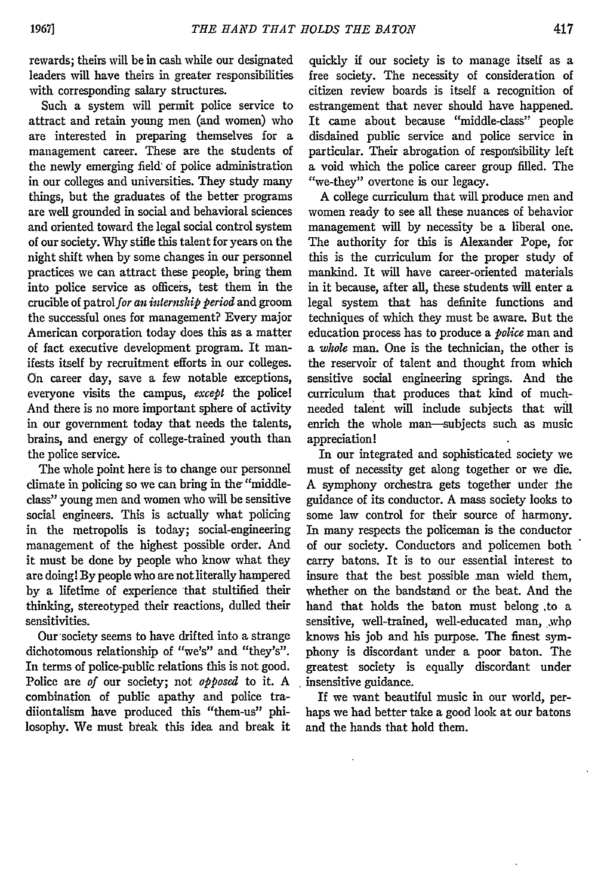rewards; theirs will be in cash while our designated leaders will have theirs in greater responsibilities with corresponding salary structures.

Such a system will permit police service to attract and retain young men (and women) who are interested in preparing themselves for a management career. These are the students of the newly emerging field of police administration in our colleges and universities. They study many things, but the graduates of the better programs are well grounded in social and behavioral sciences and oriented toward the legal social control system of our society. Why stifle this talent for years on the night shift when by some changes in our personnel practices we can attract these people, bring them into police service as officers, test them in the crucible of patrol *for an internship period* and groom the successful ones for management? Every major American corporation today does this as a matter of fact executive development program. It manifests itself by recruitment efforts in our colleges. On career day, save a few notable exceptions, everyone visits the campus, *except* the police! And there is no more important sphere of activity in our government today that needs the talents, brains, and energy of college-trained youth than the police service.

The whole point here is to change our personnel climate in policing so we can bring in the "middle-class" young men and women who will be sensitive social engineers. This is actually what policing in the metropolis is today; social-engineering management of the highest possible order. And it must be done by people who know what they are doing! By people who are not literally hampered by a lifetime of experience that stultified their thinking, stereotyped their reactions, dulled their sensitivities.

Our society seems to have drifted into a strange dichotomous relationship of "we's" and "they's". In terms of police-public relations this is not good. Police are *of* our society; not *opposed* to it. A combination of public apathy and police tradiontalism have produced this "them-us" philosophy. We must break this idea and break it quickly if our society is to manage itself as a free society. The necessity of consideration of citizen review boards is itself a recognition of estrangement that never should have happened. It came about because "middle-class" people disdained public service and police service in particular. Their abrogation of responsibility left a void which the police career group filled. The "we-they" overtone is our legacy.

A college curriculum that will produce men and women ready to see all these nuances of behavior management will by necessity be a liberal one. The authority for this is Alexander Pope, for this is the curriculum for the proper study of mankind. It will have career-oriented materials in it because, after all, these students will enter a legal system that has definite functions and techniques of which they must be aware. But the education process has to produce a *police* man and a *whole* man. One is the technician, the other is the reservoir of talent and thought from which sensitive social engineering springs. And the curriculum that produces that kind of much-needed talent will include subjects that will enrich the whole man—subjects such as music appreciation!

In our integrated and sophisticated society we must of necessity get along together or we die. A symphony orchestra gets together under the guidance of its conductor. A mass society looks to some law control for their source of harmony. In many respects the policeman is the conductor of our society. Conductors and policemen both carry batons. It is to our essential interest to insure that the best possible man wield them, whether on the bandstand or the beat. And the hand that holds the baton must belong to a sensitive, well-trained, well-educated man, who knows his job and his purpose. The finest symphony is discordant under a poor baton. The greatest society is equally discordant under insensitive guidance.

If we want beautiful music in our world, perhaps we had better take a good look at our batons and the hands that hold them.